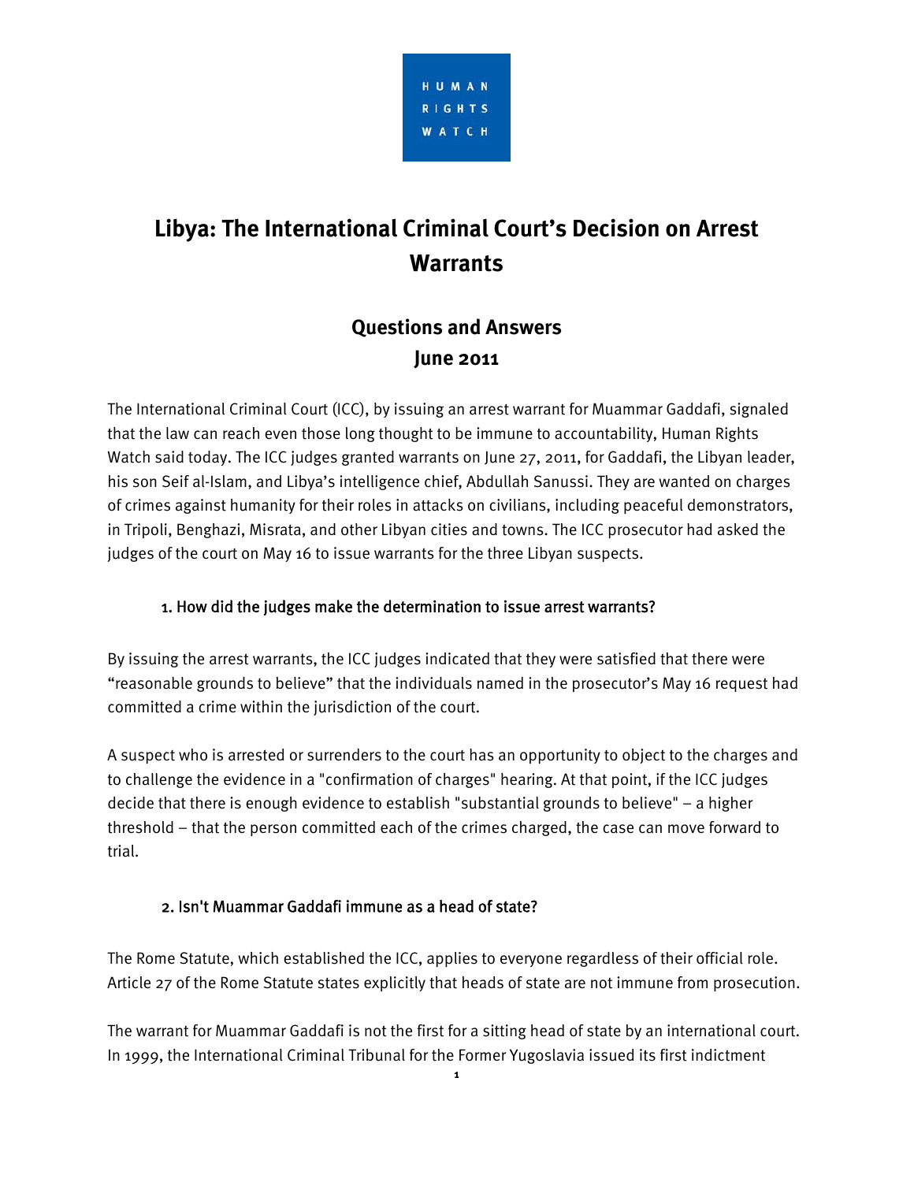HUMAN RIGHTS WATCH

# Libya: The International Criminal Court's Decision on Arrest Warrants

## Questions and Answers
## June 2011

The International Criminal Court (ICC), by issuing an arrest warrant for Muammar Gaddafi, signaled that the law can reach even those long thought to be immune to accountability, Human Rights Watch said today. The ICC judges granted warrants on June 27, 2011, for Gaddafi, the Libyan leader, his son Seif al-Islam, and Libya's intelligence chief, Abdullah Sanussi. They are wanted on charges of crimes against humanity for their roles in attacks on civilians, including peaceful demonstrators, in Tripoli, Benghazi, Misrata, and other Libyan cities and towns. The ICC prosecutor had asked the judges of the court on May 16 to issue warrants for the three Libyan suspects.

### 1. How did the judges make the determination to issue arrest warrants?

By issuing the arrest warrants, the ICC judges indicated that they were satisfied that there were "reasonable grounds to believe" that the individuals named in the prosecutor's May 16 request had committed a crime within the jurisdiction of the court.

A suspect who is arrested or surrenders to the court has an opportunity to object to the charges and to challenge the evidence in a "confirmation of charges" hearing. At that point, if the ICC judges decide that there is enough evidence to establish "substantial grounds to believe" – a higher threshold – that the person committed each of the crimes charged, the case can move forward to trial.

### 2. Isn't Muammar Gaddafi immune as a head of state?

The Rome Statute, which established the ICC, applies to everyone regardless of their official role. Article 27 of the Rome Statute states explicitly that heads of state are not immune from prosecution.

The warrant for Muammar Gaddafi is not the first for a sitting head of state by an international court. In 1999, the International Criminal Tribunal for the Former Yugoslavia issued its first indictment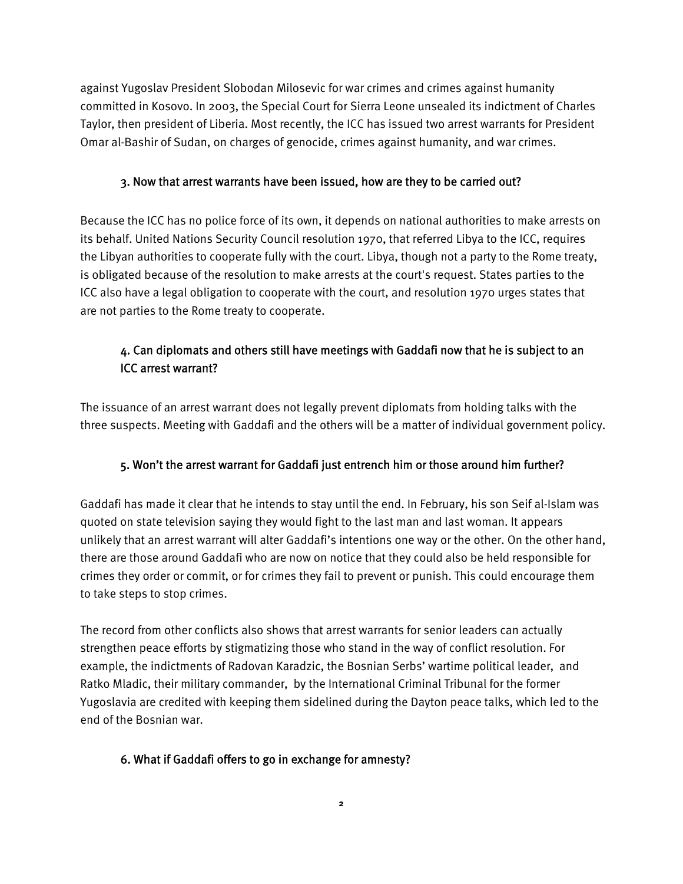against Yugoslav President Slobodan Milosevic for war crimes and crimes against humanity committed in Kosovo. In 2003, the Special Court for Sierra Leone unsealed its indictment of Charles Taylor, then president of Liberia. Most recently, the ICC has issued two arrest warrants for President Omar al-Bashir of Sudan, on charges of genocide, crimes against humanity, and war crimes.

### 3. Now that arrest warrants have been issued, how are they to be carried out?

Because the ICC has no police force of its own, it depends on national authorities to make arrests on its behalf. United Nations Security Council resolution 1970, that referred Libya to the ICC, requires the Libyan authorities to cooperate fully with the court. Libya, though not a party to the Rome treaty, is obligated because of the resolution to make arrests at the court's request. States parties to the ICC also have a legal obligation to cooperate with the court, and resolution 1970 urges states that are not parties to the Rome treaty to cooperate.

### 4. Can diplomats and others still have meetings with Gaddafi now that he is subject to an ICC arrest warrant?

The issuance of an arrest warrant does not legally prevent diplomats from holding talks with the three suspects. Meeting with Gaddafi and the others will be a matter of individual government policy.

### 5. Won't the arrest warrant for Gaddafi just entrench him or those around him further?

Gaddafi has made it clear that he intends to stay until the end. In February, his son Seif al-Islam was quoted on state television saying they would fight to the last man and last woman. It appears unlikely that an arrest warrant will alter Gaddafi's intentions one way or the other. On the other hand, there are those around Gaddafi who are now on notice that they could also be held responsible for crimes they order or commit, or for crimes they fail to prevent or punish. This could encourage them to take steps to stop crimes.

The record from other conflicts also shows that arrest warrants for senior leaders can actually strengthen peace efforts by stigmatizing those who stand in the way of conflict resolution. For example, the indictments of Radovan Karadzic, the Bosnian Serbs' wartime political leader, and Ratko Mladic, their military commander, by the International Criminal Tribunal for the former Yugoslavia are credited with keeping them sidelined during the Dayton peace talks, which led to the end of the Bosnian war.

### 6. What if Gaddafi offers to go in exchange for amnesty?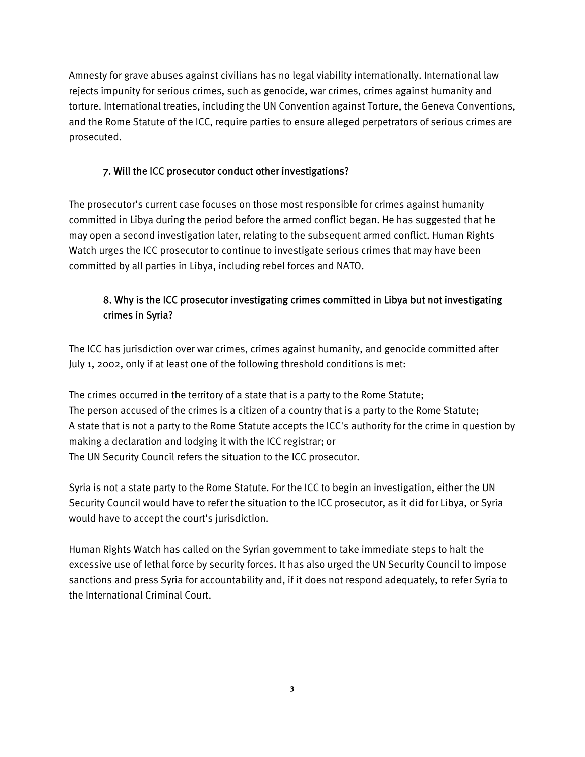Amnesty for grave abuses against civilians has no legal viability internationally. International law rejects impunity for serious crimes, such as genocide, war crimes, crimes against humanity and torture. International treaties, including the UN Convention against Torture, the Geneva Conventions, and the Rome Statute of the ICC, require parties to ensure alleged perpetrators of serious crimes are prosecuted.

### 7. Will the ICC prosecutor conduct other investigations?

The prosecutor's current case focuses on those most responsible for crimes against humanity committed in Libya during the period before the armed conflict began. He has suggested that he may open a second investigation later, relating to the subsequent armed conflict. Human Rights Watch urges the ICC prosecutor to continue to investigate serious crimes that may have been committed by all parties in Libya, including rebel forces and NATO.

### 8. Why is the ICC prosecutor investigating crimes committed in Libya but not investigating crimes in Syria?

The ICC has jurisdiction over war crimes, crimes against humanity, and genocide committed after July 1, 2002, only if at least one of the following threshold conditions is met:

The crimes occurred in the territory of a state that is a party to the Rome Statute;
The person accused of the crimes is a citizen of a country that is a party to the Rome Statute;
A state that is not a party to the Rome Statute accepts the ICC's authority for the crime in question by making a declaration and lodging it with the ICC registrar; or
The UN Security Council refers the situation to the ICC prosecutor.

Syria is not a state party to the Rome Statute. For the ICC to begin an investigation, either the UN Security Council would have to refer the situation to the ICC prosecutor, as it did for Libya, or Syria would have to accept the court's jurisdiction.

Human Rights Watch has called on the Syrian government to take immediate steps to halt the excessive use of lethal force by security forces. It has also urged the UN Security Council to impose sanctions and press Syria for accountability and, if it does not respond adequately, to refer Syria to the International Criminal Court.